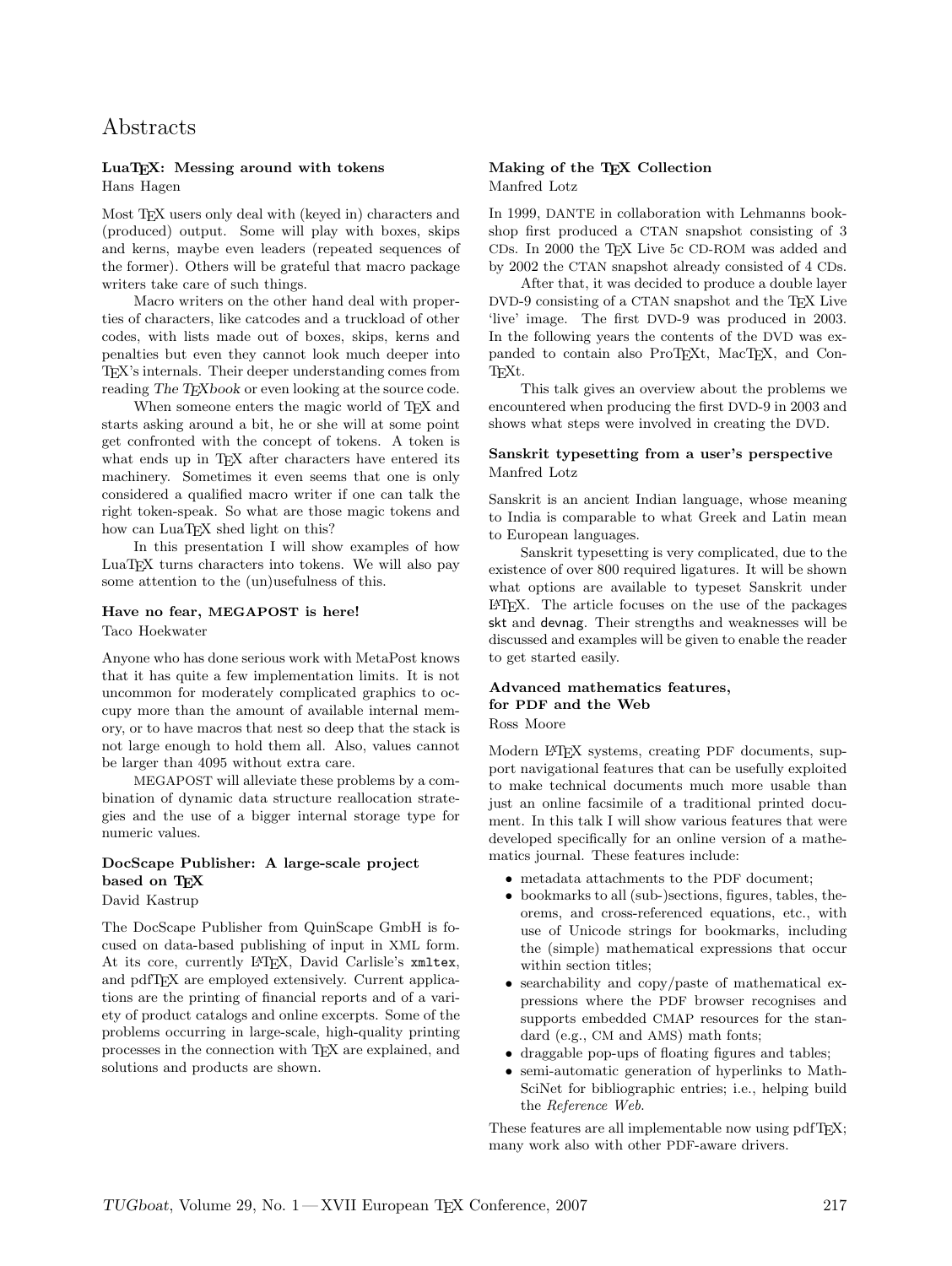# Abstracts

### LuaTeX: Messing around with tokens

Hans Hagen

Most TeX users only deal with (keyed in) characters and (produced) output. Some will play with boxes, skips and kerns, maybe even leaders (repeated sequences of the former). Others will be grateful that macro package writers take care of such things.

Macro writers on the other hand deal with properties of characters, like catcodes and a truckload of other codes, with lists made out of boxes, skips, kerns and penalties but even they cannot look much deeper into TeX's internals. Their deeper understanding comes from reading *The TeXbook* or even looking at the source code.

When someone enters the magic world of TeX and starts asking around a bit, he or she will at some point get confronted with the concept of tokens. A token is what ends up in TeX after characters have entered its machinery. Sometimes it even seems that one is only considered a qualified macro writer if one can talk the right token-speak. So what are those magic tokens and how can LuaTeX shed light on this?

In this presentation I will show examples of how LuaTeX turns characters into tokens. We will also pay some attention to the (un)usefulness of this.

### Have no fear, MEGAPOST is here!

Taco Hoekwater

Anyone who has done serious work with MetaPost knows that it has quite a few implementation limits. It is not uncommon for moderately complicated graphics to occupy more than the amount of available internal memory, or to have macros that nest so deep that the stack is not large enough to hold them all. Also, values cannot be larger than 4095 without extra care.

MEGAPOST will alleviate these problems by a combination of dynamic data structure reallocation strategies and the use of a bigger internal storage type for numeric values.

### DocScape Publisher: A large-scale project based on TeX

David Kastrup

The DocScape Publisher from QuinScape GmbH is focused on data-based publishing of input in XML form. At its core, currently LaTeX, David Carlisle's `xmltex`, and pdfTeX are employed extensively. Current applications are the printing of financial reports and of a variety of product catalogs and online excerpts. Some of the problems occurring in large-scale, high-quality printing processes in the connection with TeX are explained, and solutions and products are shown.

### Making of the TeX Collection

Manfred Lotz

In 1999, DANTE in collaboration with Lehmanns bookshop first produced a CTAN snapshot consisting of 3 CDs. In 2000 the TeX Live 5c CD-ROM was added and by 2002 the CTAN snapshot already consisted of 4 CDs.

After that, it was decided to produce a double layer DVD-9 consisting of a CTAN snapshot and the TeX Live 'live' image. The first DVD-9 was produced in 2003. In the following years the contents of the DVD was expanded to contain also ProTeXt, MacTeX, and ConTeXt.

This talk gives an overview about the problems we encountered when producing the first DVD-9 in 2003 and shows what steps were involved in creating the DVD.

### Sanskrit typesetting from a user's perspective

Manfred Lotz

Sanskrit is an ancient Indian language, whose meaning to India is comparable to what Greek and Latin mean to European languages.

Sanskrit typesetting is very complicated, due to the existence of over 800 required ligatures. It will be shown what options are available to typeset Sanskrit under LaTeX. The article focuses on the use of the packages `skt` and `devnag`. Their strengths and weaknesses will be discussed and examples will be given to enable the reader to get started easily.

### Advanced mathematics features, for PDF and the Web

Ross Moore

Modern LaTeX systems, creating PDF documents, support navigational features that can be usefully exploited to make technical documents much more usable than just an online facsimile of a traditional printed document. In this talk I will show various features that were developed specifically for an online version of a mathematics journal. These features include:

- metadata attachments to the PDF document;
- bookmarks to all (sub-)sections, figures, tables, theorems, and cross-referenced equations, etc., with use of Unicode strings for bookmarks, including the (simple) mathematical expressions that occur within section titles;
- searchability and copy/paste of mathematical expressions where the PDF browser recognises and supports embedded CMAP resources for the standard (e.g., CM and AMS) math fonts;
- draggable pop-ups of floating figures and tables;
- semi-automatic generation of hyperlinks to MathSciNet for bibliographic entries; i.e., helping build the *Reference Web*.

These features are all implementable now using pdfTeX; many work also with other PDF-aware drivers.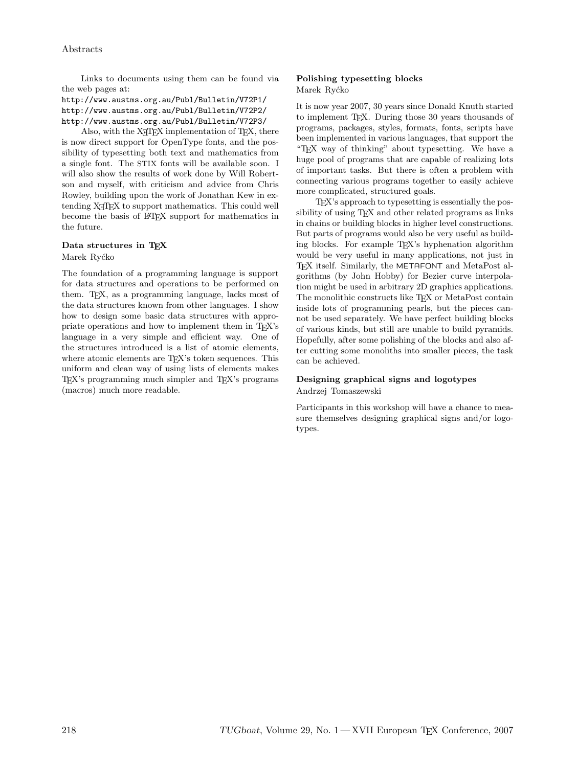Links to documents using them can be found via the web pages at:

http://www.austms.org.au/Publ/Bulletin/V72P1/
http://www.austms.org.au/Publ/Bulletin/V72P2/
http://www.austms.org.au/Publ/Bulletin/V72P3/

Also, with the XeTeX implementation of TeX, there is now direct support for OpenType fonts, and the possibility of typesetting both text and mathematics from a single font. The STIX fonts will be available soon. I will also show the results of work done by Will Robertson and myself, with criticism and advice from Chris Rowley, building upon the work of Jonathan Kew in extending XeTeX to support mathematics. This could well become the basis of LaTeX support for mathematics in the future.

### Data structures in TeX

Marek Ryćko

The foundation of a programming language is support for data structures and operations to be performed on them. TeX, as a programming language, lacks most of the data structures known from other languages. I show how to design some basic data structures with appropriate operations and how to implement them in TeX's language in a very simple and efficient way. One of the structures introduced is a list of atomic elements, where atomic elements are TeX's token sequences. This uniform and clean way of using lists of elements makes TeX's programming much simpler and TeX's programs (macros) much more readable.

### Polishing typesetting blocks

Marek Ryćko

It is now year 2007, 30 years since Donald Knuth started to implement TeX. During those 30 years thousands of programs, packages, styles, formats, fonts, scripts have been implemented in various languages, that support the "TeX way of thinking" about typesetting. We have a huge pool of programs that are capable of realizing lots of important tasks. But there is often a problem with connecting various programs together to easily achieve more complicated, structured goals.

TeX's approach to typesetting is essentially the possibility of using TeX and other related programs as links in chains or building blocks in higher level constructions. But parts of programs would also be very useful as building blocks. For example TeX's hyphenation algorithm would be very useful in many applications, not just in TeX itself. Similarly, the METAFONT and MetaPost algorithms (by John Hobby) for Bezier curve interpolation might be used in arbitrary 2D graphics applications. The monolithic constructs like TeX or MetaPost contain inside lots of programming pearls, but the pieces cannot be used separately. We have perfect building blocks of various kinds, but still are unable to build pyramids. Hopefully, after some polishing of the blocks and also after cutting some monoliths into smaller pieces, the task can be achieved.

### Designing graphical signs and logotypes

Andrzej Tomaszewski

Participants in this workshop will have a chance to measure themselves designing graphical signs and/or logotypes.